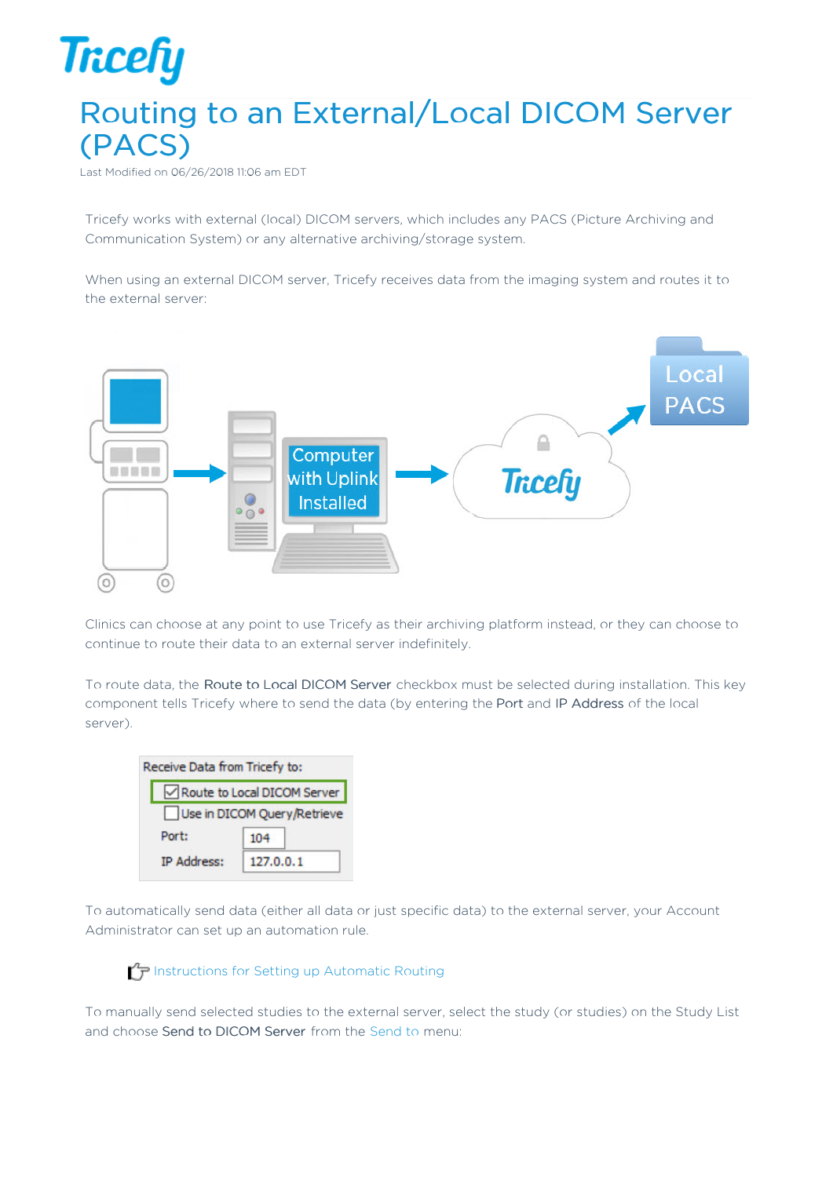# Routing to an External/Local DICOM Server (PACS)

Last Modified on 06/26/2018 11:06 am EDT

Tricefy works with external (local) DICOM servers, which includes any PACS (Picture Archiving and Communication System) or any alternative archiving/storage system.

When using an external DICOM server, Tricefy receives data from the imaging system and routes it to the external server:

Clinics can choose at any point to use Tricefy as their archiving platform instead, or they can choose to continue to route their data to an external server indefinitely.

To route data, the Route to Local DICOM Server checkbox must be selected during installation. This key component tells Tricefy where to send the data (by entering the Port and IP Address of the local server).

To automatically send data (either all data or just specific data) to the external server, your Account Administrator can set up an automation rule.

Instructions for Setting up Automatic Routing

To manually send selected studies to the external server, select the study (or studies) on the Study List and choose Send to DICOM Server from the Send to menu: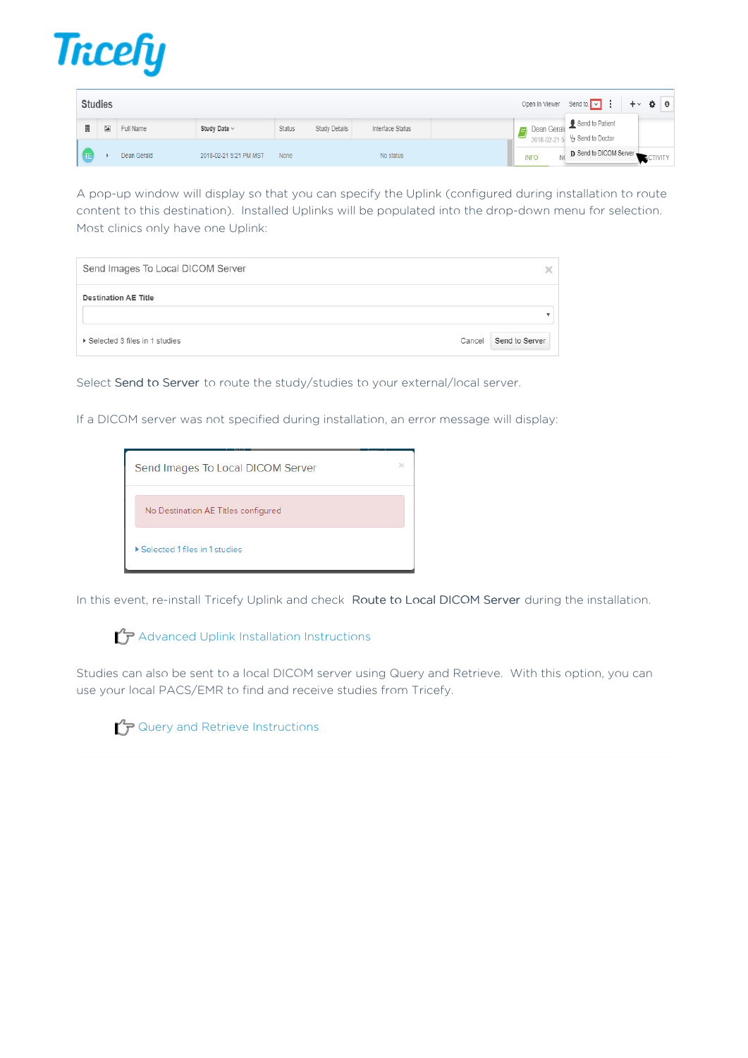A pop-up window will display so that you can specify the Uplink (configured during installation to route content to this destination). Installed Uplinks will be populated into the drop-down menu for selection. Most clinics only have one Uplink:

Select **Send to Server** to route the study/studies to your external/local server.

If a DICOM server was not specified during installation, an error message will display:

In this event, re-install Tricefy Uplink and check **Route to Local DICOM Server** during the installation.

Advanced Uplink Installation Instructions

Studies can also be sent to a local DICOM server using Query and Retrieve. With this option, you can use your local PACS/EMR to find and receive studies from Tricefy.

Query and Retrieve Instructions